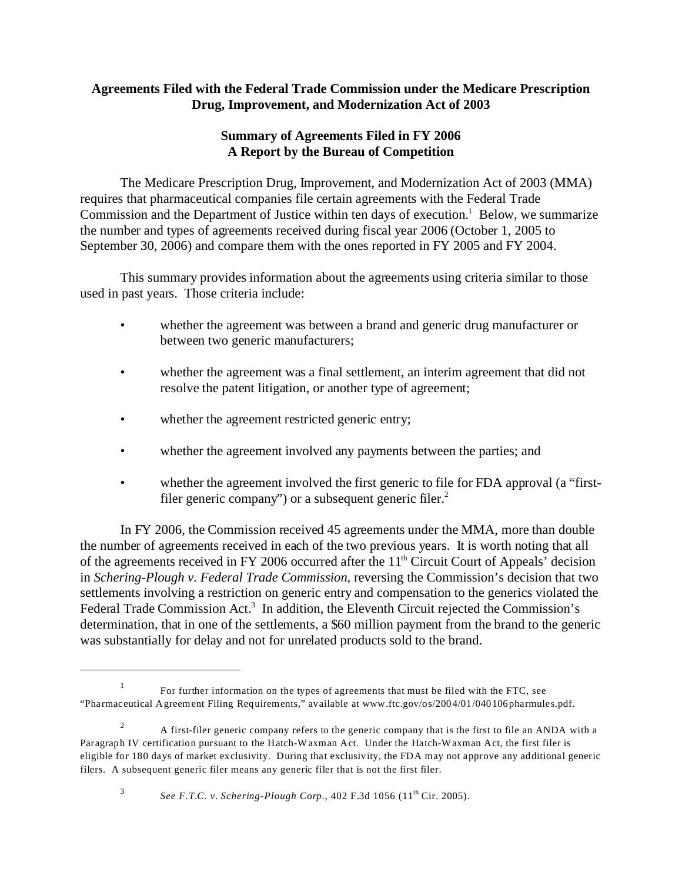# Agreements Filed with the Federal Trade Commission under the Medicare Prescription Drug, Improvement, and Modernization Act of 2003

## Summary of Agreements Filed in FY 2006
## A Report by the Bureau of Competition

The Medicare Prescription Drug, Improvement, and Modernization Act of 2003 (MMA) requires that pharmaceutical companies file certain agreements with the Federal Trade Commission and the Department of Justice within ten days of execution.[1] Below, we summarize the number and types of agreements received during fiscal year 2006 (October 1, 2005 to September 30, 2006) and compare them with the ones reported in FY 2005 and FY 2004.

This summary provides information about the agreements using criteria similar to those used in past years. Those criteria include:

- whether the agreement was between a brand and generic drug manufacturer or between two generic manufacturers;
- whether the agreement was a final settlement, an interim agreement that did not resolve the patent litigation, or another type of agreement;
- whether the agreement restricted generic entry;
- whether the agreement involved any payments between the parties; and
- whether the agreement involved the first generic to file for FDA approval (a "first-filer generic company") or a subsequent generic filer.[2]

In FY 2006, the Commission received 45 agreements under the MMA, more than double the number of agreements received in each of the two previous years. It is worth noting that all of the agreements received in FY 2006 occurred after the 11th Circuit Court of Appeals' decision in *Schering-Plough v. Federal Trade Commission*, reversing the Commission's decision that two settlements involving a restriction on generic entry and compensation to the generics violated the Federal Trade Commission Act.[3] In addition, the Eleventh Circuit rejected the Commission's determination, that in one of the settlements, a $60 million payment from the brand to the generic was substantially for delay and not for unrelated products sold to the brand.

---

[1] For further information on the types of agreements that must be filed with the FTC, see "Pharmaceutical Agreement Filing Requirements," available at www.ftc.gov/os/2004/01/040106pharmules.pdf.

[2] A first-filer generic company refers to the generic company that is the first to file an ANDA with a Paragraph IV certification pursuant to the Hatch-Waxman Act. Under the Hatch-Waxman Act, the first filer is eligible for 180 days of market exclusivity. During that exclusivity, the FDA may not approve any additional generic filers. A subsequent generic filer means any generic filer that is not the first filer.

[3] *See F.T.C. v. Schering-Plough Corp.*, 402 F.3d 1056 (11th Cir. 2005).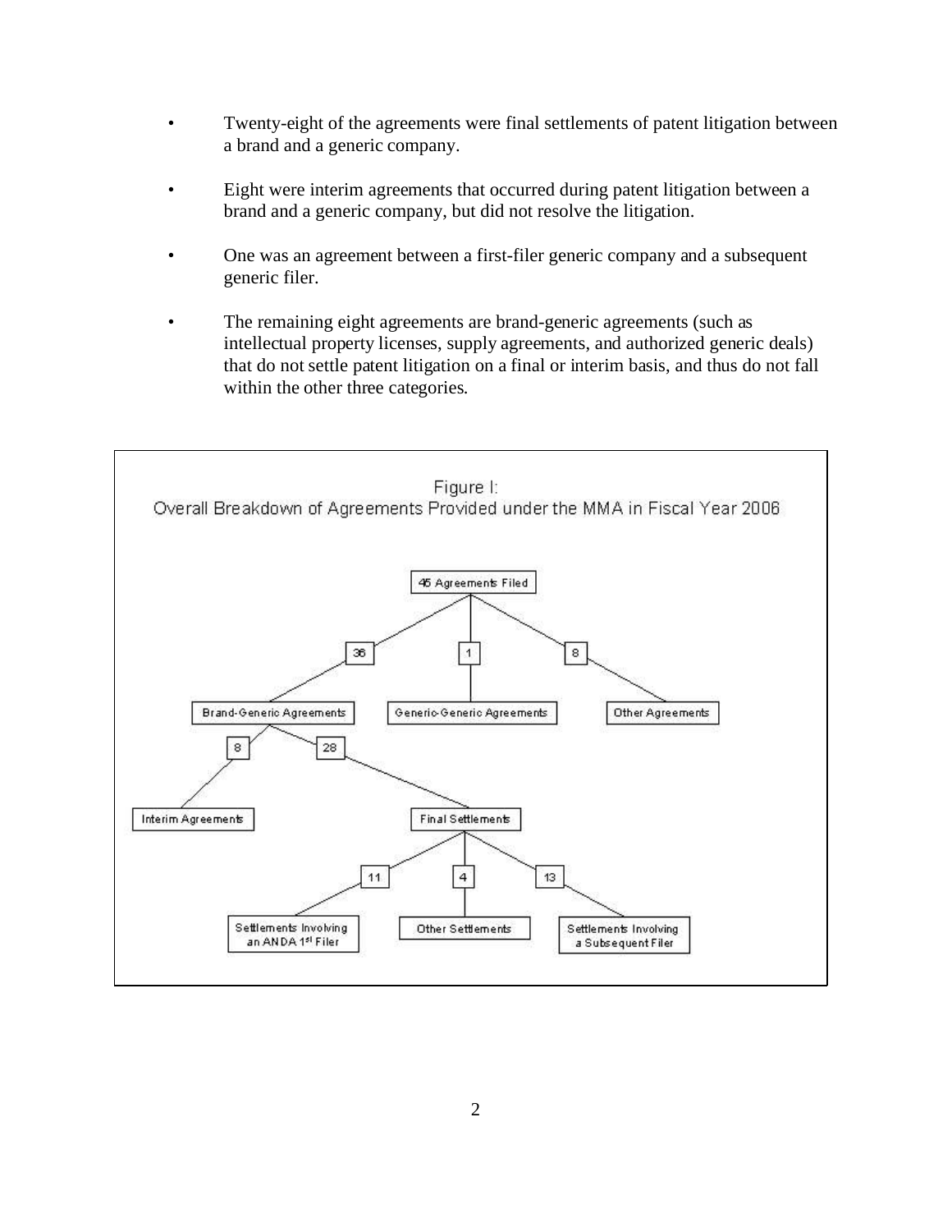- Twenty-eight of the agreements were final settlements of patent litigation between a brand and a generic company.

- Eight were interim agreements that occurred during patent litigation between a brand and a generic company, but did not resolve the litigation.

- One was an agreement between a first-filer generic company and a subsequent generic filer.

- The remaining eight agreements are brand-generic agreements (such as intellectual property licenses, supply agreements, and authorized generic deals) that do not settle patent litigation on a final or interim basis, and thus do not fall within the other three categories.

Figure I:
Overall Breakdown of Agreements Provided under the MMA in Fiscal Year 2006

- 45 Agreements Filed
  - 36 — Brand-Generic Agreements
    - 8 — Interim Agreements
    - 28 — Final Settlements
      - 11 — Settlements Involving an ANDA 1st Filer
      - 4 — Other Settlements
      - 13 — Settlements Involving a Subsequent Filer
  - 1 — Generic-Generic Agreements
  - 8 — Other Agreements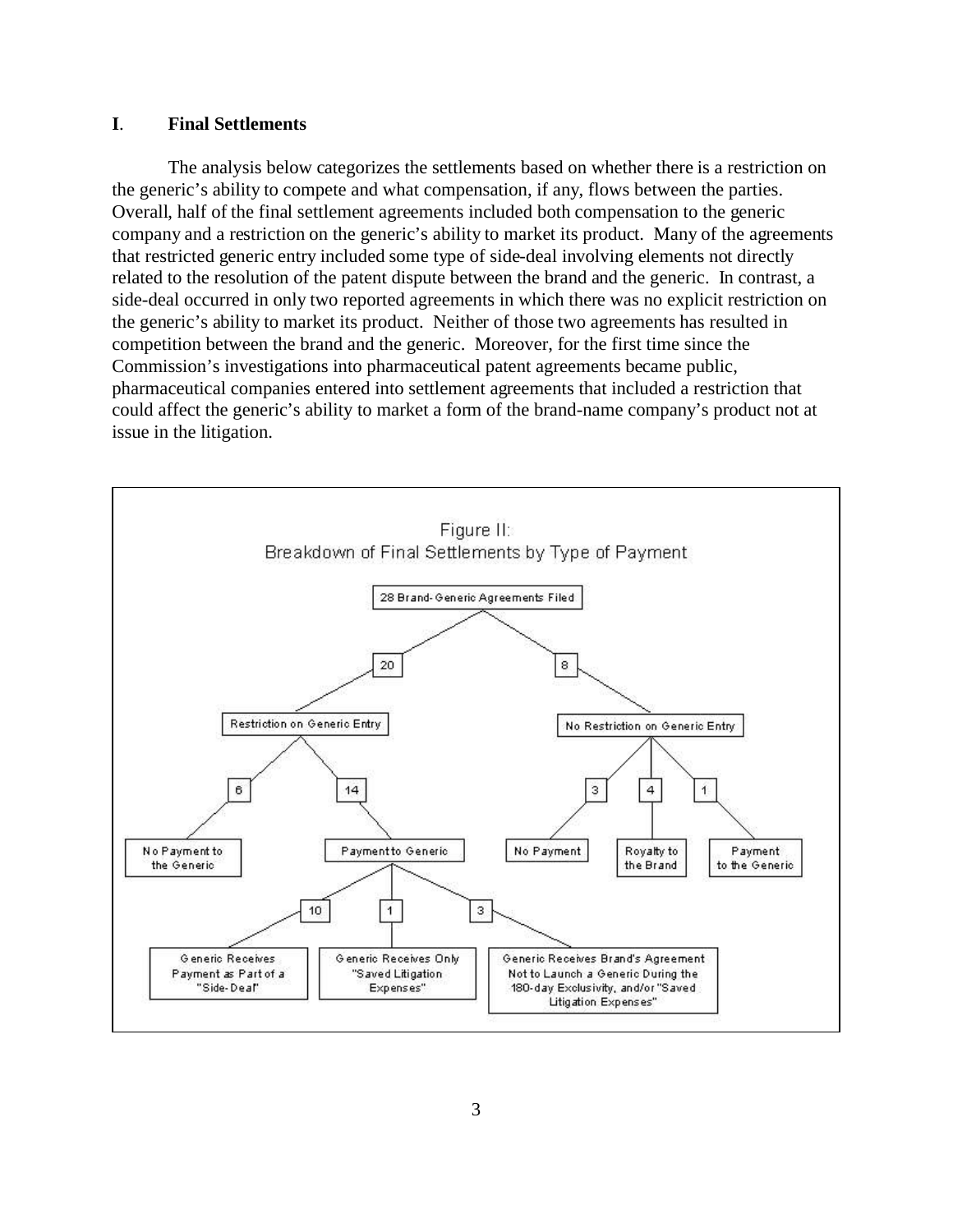## I. Final Settlements

The analysis below categorizes the settlements based on whether there is a restriction on the generic's ability to compete and what compensation, if any, flows between the parties. Overall, half of the final settlement agreements included both compensation to the generic company and a restriction on the generic's ability to market its product. Many of the agreements that restricted generic entry included some type of side-deal involving elements not directly related to the resolution of the patent dispute between the brand and the generic. In contrast, a side-deal occurred in only two reported agreements in which there was no explicit restriction on the generic's ability to market its product. Neither of those two agreements has resulted in competition between the brand and the generic. Moreover, for the first time since the Commission's investigations into pharmaceutical patent agreements became public, pharmaceutical companies entered into settlement agreements that included a restriction that could affect the generic's ability to market a form of the brand-name company's product not at issue in the litigation.

Figure II:
Breakdown of Final Settlements by Type of Payment

- 28 Brand-Generic Agreements Filed
  - 20 — Restriction on Generic Entry
    - 6 — No Payment to the Generic
    - 14 — Payment to Generic
      - 10 — Generic Receives Payment as Part of a "Side-Deal"
      - 1 — Generic Receives Only "Saved Litigation Expenses"
      - 3 — Generic Receives Brand's Agreement Not to Launch a Generic During the 180-day Exclusivity, and/or "Saved Litigation Expenses"
  - 8 — No Restriction on Generic Entry
    - 3 — No Payment
    - 4 — Royalty to the Brand
    - 1 — Payment to the Generic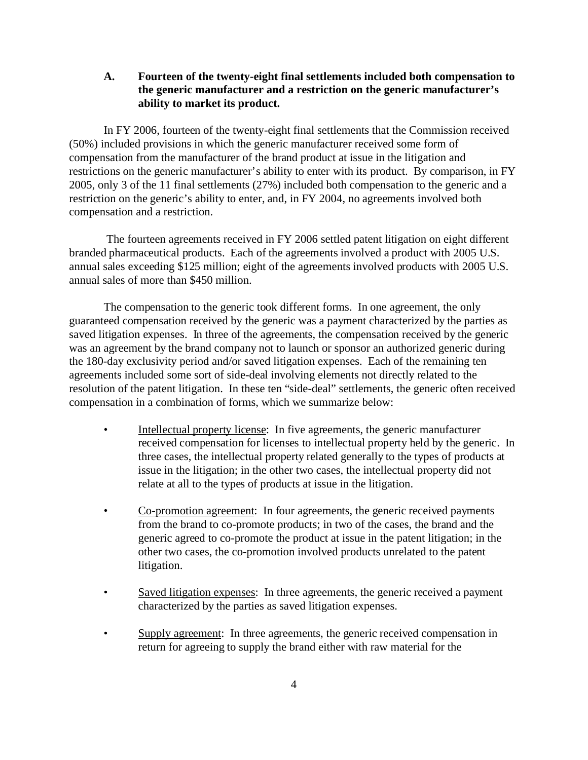### A. Fourteen of the twenty-eight final settlements included both compensation to the generic manufacturer and a restriction on the generic manufacturer's ability to market its product.

In FY 2006, fourteen of the twenty-eight final settlements that the Commission received (50%) included provisions in which the generic manufacturer received some form of compensation from the manufacturer of the brand product at issue in the litigation and restrictions on the generic manufacturer's ability to enter with its product. By comparison, in FY 2005, only 3 of the 11 final settlements (27%) included both compensation to the generic and a restriction on the generic's ability to enter, and, in FY 2004, no agreements involved both compensation and a restriction.

The fourteen agreements received in FY 2006 settled patent litigation on eight different branded pharmaceutical products. Each of the agreements involved a product with 2005 U.S. annual sales exceeding $125 million; eight of the agreements involved products with 2005 U.S. annual sales of more than $450 million.

The compensation to the generic took different forms. In one agreement, the only guaranteed compensation received by the generic was a payment characterized by the parties as saved litigation expenses. In three of the agreements, the compensation received by the generic was an agreement by the brand company not to launch or sponsor an authorized generic during the 180-day exclusivity period and/or saved litigation expenses. Each of the remaining ten agreements included some sort of side-deal involving elements not directly related to the resolution of the patent litigation. In these ten "side-deal" settlements, the generic often received compensation in a combination of forms, which we summarize below:

- Intellectual property license: In five agreements, the generic manufacturer received compensation for licenses to intellectual property held by the generic. In three cases, the intellectual property related generally to the types of products at issue in the litigation; in the other two cases, the intellectual property did not relate at all to the types of products at issue in the litigation.

- Co-promotion agreement: In four agreements, the generic received payments from the brand to co-promote products; in two of the cases, the brand and the generic agreed to co-promote the product at issue in the patent litigation; in the other two cases, the co-promotion involved products unrelated to the patent litigation.

- Saved litigation expenses: In three agreements, the generic received a payment characterized by the parties as saved litigation expenses.

- Supply agreement: In three agreements, the generic received compensation in return for agreeing to supply the brand either with raw material for the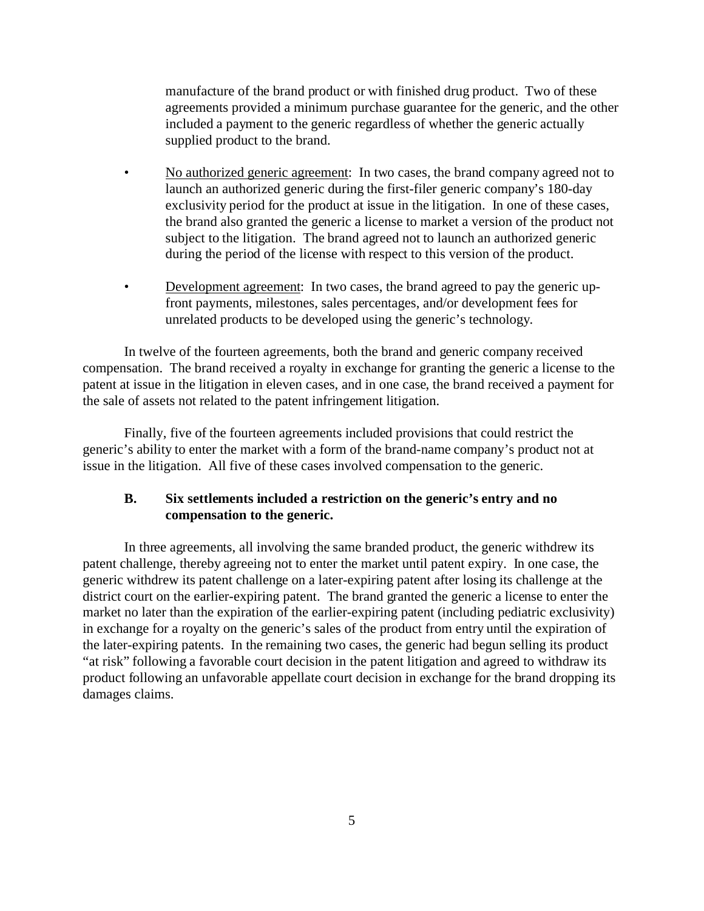manufacture of the brand product or with finished drug product. Two of these agreements provided a minimum purchase guarantee for the generic, and the other included a payment to the generic regardless of whether the generic actually supplied product to the brand.

- No authorized generic agreement: In two cases, the brand company agreed not to launch an authorized generic during the first-filer generic company's 180-day exclusivity period for the product at issue in the litigation. In one of these cases, the brand also granted the generic a license to market a version of the product not subject to the litigation. The brand agreed not to launch an authorized generic during the period of the license with respect to this version of the product.

- Development agreement: In two cases, the brand agreed to pay the generic up-front payments, milestones, sales percentages, and/or development fees for unrelated products to be developed using the generic's technology.

In twelve of the fourteen agreements, both the brand and generic company received compensation. The brand received a royalty in exchange for granting the generic a license to the patent at issue in the litigation in eleven cases, and in one case, the brand received a payment for the sale of assets not related to the patent infringement litigation.

Finally, five of the fourteen agreements included provisions that could restrict the generic's ability to enter the market with a form of the brand-name company's product not at issue in the litigation. All five of these cases involved compensation to the generic.

### B. Six settlements included a restriction on the generic's entry and no compensation to the generic.

In three agreements, all involving the same branded product, the generic withdrew its patent challenge, thereby agreeing not to enter the market until patent expiry. In one case, the generic withdrew its patent challenge on a later-expiring patent after losing its challenge at the district court on the earlier-expiring patent. The brand granted the generic a license to enter the market no later than the expiration of the earlier-expiring patent (including pediatric exclusivity) in exchange for a royalty on the generic's sales of the product from entry until the expiration of the later-expiring patents. In the remaining two cases, the generic had begun selling its product "at risk" following a favorable court decision in the patent litigation and agreed to withdraw its product following an unfavorable appellate court decision in exchange for the brand dropping its damages claims.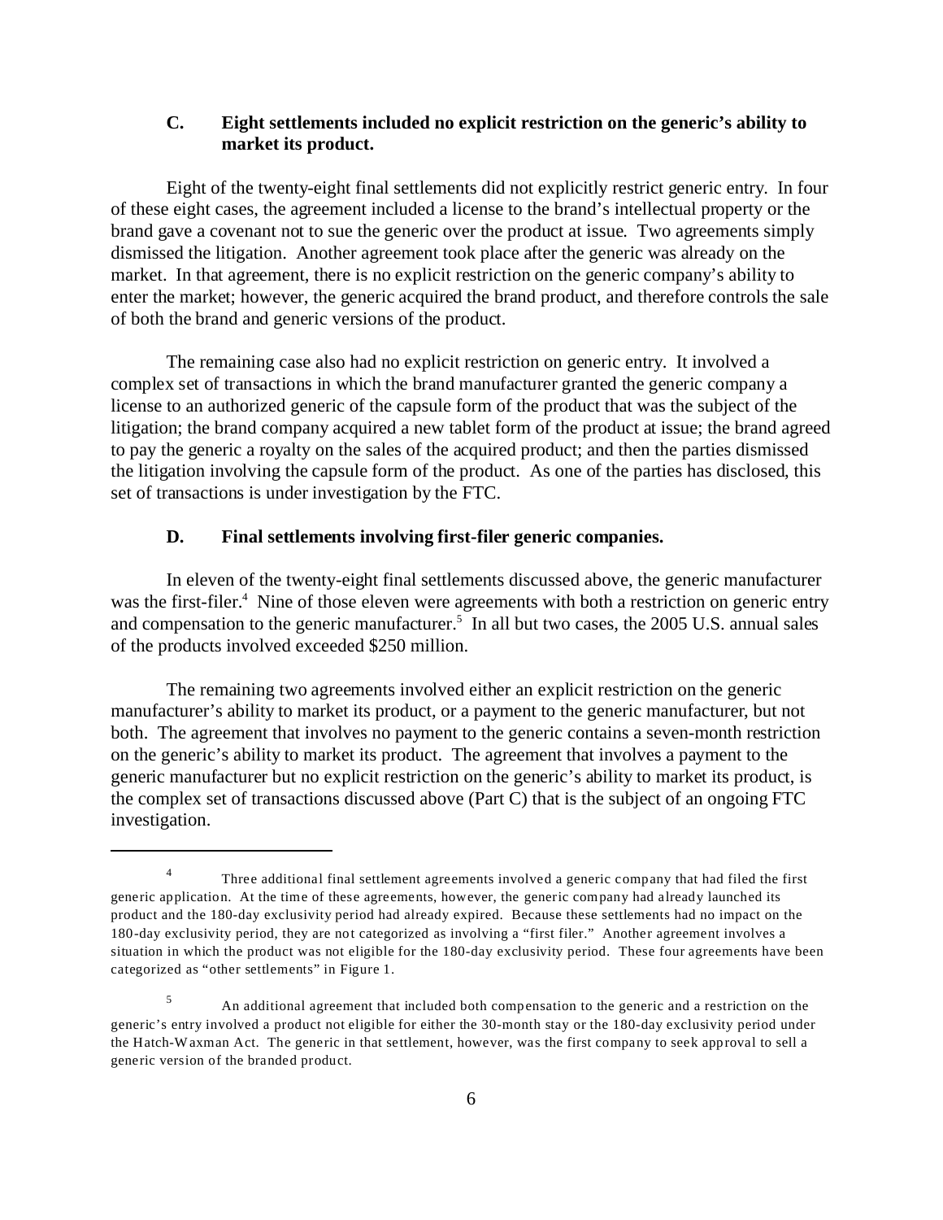### C. Eight settlements included no explicit restriction on the generic's ability to market its product.

Eight of the twenty-eight final settlements did not explicitly restrict generic entry. In four of these eight cases, the agreement included a license to the brand's intellectual property or the brand gave a covenant not to sue the generic over the product at issue. Two agreements simply dismissed the litigation. Another agreement took place after the generic was already on the market. In that agreement, there is no explicit restriction on the generic company's ability to enter the market; however, the generic acquired the brand product, and therefore controls the sale of both the brand and generic versions of the product.

The remaining case also had no explicit restriction on generic entry. It involved a complex set of transactions in which the brand manufacturer granted the generic company a license to an authorized generic of the capsule form of the product that was the subject of the litigation; the brand company acquired a new tablet form of the product at issue; the brand agreed to pay the generic a royalty on the sales of the acquired product; and then the parties dismissed the litigation involving the capsule form of the product. As one of the parties has disclosed, this set of transactions is under investigation by the FTC.

### D. Final settlements involving first-filer generic companies.

In eleven of the twenty-eight final settlements discussed above, the generic manufacturer was the first-filer.[4] Nine of those eleven were agreements with both a restriction on generic entry and compensation to the generic manufacturer.[5] In all but two cases, the 2005 U.S. annual sales of the products involved exceeded $250 million.

The remaining two agreements involved either an explicit restriction on the generic manufacturer's ability to market its product, or a payment to the generic manufacturer, but not both. The agreement that involves no payment to the generic contains a seven-month restriction on the generic's ability to market its product. The agreement that involves a payment to the generic manufacturer but no explicit restriction on the generic's ability to market its product, is the complex set of transactions discussed above (Part C) that is the subject of an ongoing FTC investigation.

---

[4] Three additional final settlement agreements involved a generic company that had filed the first generic application. At the time of these agreements, however, the generic company had already launched its product and the 180-day exclusivity period had already expired. Because these settlements had no impact on the 180-day exclusivity period, they are not categorized as involving a "first filer." Another agreement involves a situation in which the product was not eligible for the 180-day exclusivity period. These four agreements have been categorized as "other settlements" in Figure 1.

[5] An additional agreement that included both compensation to the generic and a restriction on the generic's entry involved a product not eligible for either the 30-month stay or the 180-day exclusivity period under the Hatch-Waxman Act. The generic in that settlement, however, was the first company to seek approval to sell a generic version of the branded product.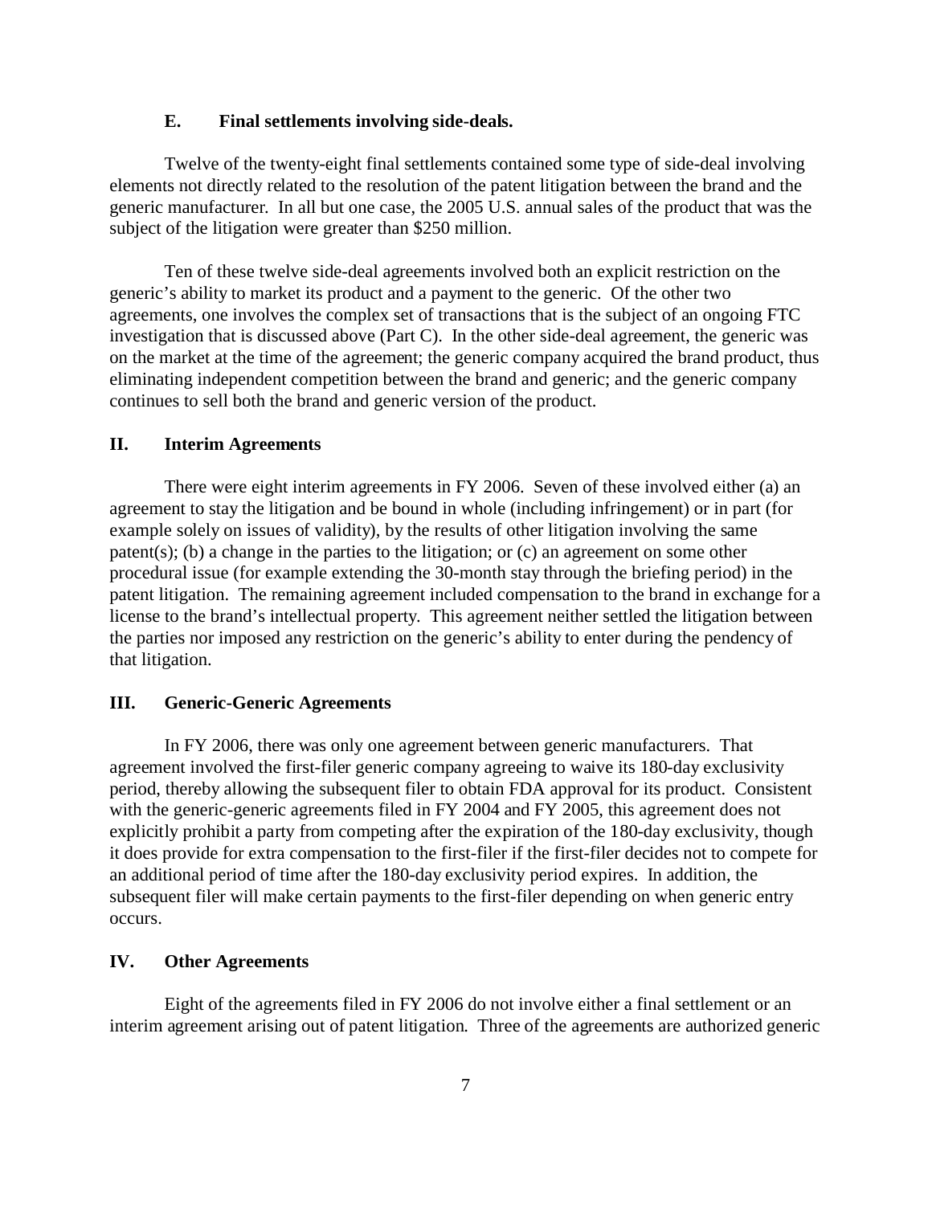### E. Final settlements involving side-deals.

Twelve of the twenty-eight final settlements contained some type of side-deal involving elements not directly related to the resolution of the patent litigation between the brand and the generic manufacturer. In all but one case, the 2005 U.S. annual sales of the product that was the subject of the litigation were greater than $250 million.

Ten of these twelve side-deal agreements involved both an explicit restriction on the generic's ability to market its product and a payment to the generic. Of the other two agreements, one involves the complex set of transactions that is the subject of an ongoing FTC investigation that is discussed above (Part C). In the other side-deal agreement, the generic was on the market at the time of the agreement; the generic company acquired the brand product, thus eliminating independent competition between the brand and generic; and the generic company continues to sell both the brand and generic version of the product.

## II. Interim Agreements

There were eight interim agreements in FY 2006. Seven of these involved either (a) an agreement to stay the litigation and be bound in whole (including infringement) or in part (for example solely on issues of validity), by the results of other litigation involving the same patent(s); (b) a change in the parties to the litigation; or (c) an agreement on some other procedural issue (for example extending the 30-month stay through the briefing period) in the patent litigation. The remaining agreement included compensation to the brand in exchange for a license to the brand's intellectual property. This agreement neither settled the litigation between the parties nor imposed any restriction on the generic's ability to enter during the pendency of that litigation.

## III. Generic-Generic Agreements

In FY 2006, there was only one agreement between generic manufacturers. That agreement involved the first-filer generic company agreeing to waive its 180-day exclusivity period, thereby allowing the subsequent filer to obtain FDA approval for its product. Consistent with the generic-generic agreements filed in FY 2004 and FY 2005, this agreement does not explicitly prohibit a party from competing after the expiration of the 180-day exclusivity, though it does provide for extra compensation to the first-filer if the first-filer decides not to compete for an additional period of time after the 180-day exclusivity period expires. In addition, the subsequent filer will make certain payments to the first-filer depending on when generic entry occurs.

## IV. Other Agreements

Eight of the agreements filed in FY 2006 do not involve either a final settlement or an interim agreement arising out of patent litigation. Three of the agreements are authorized generic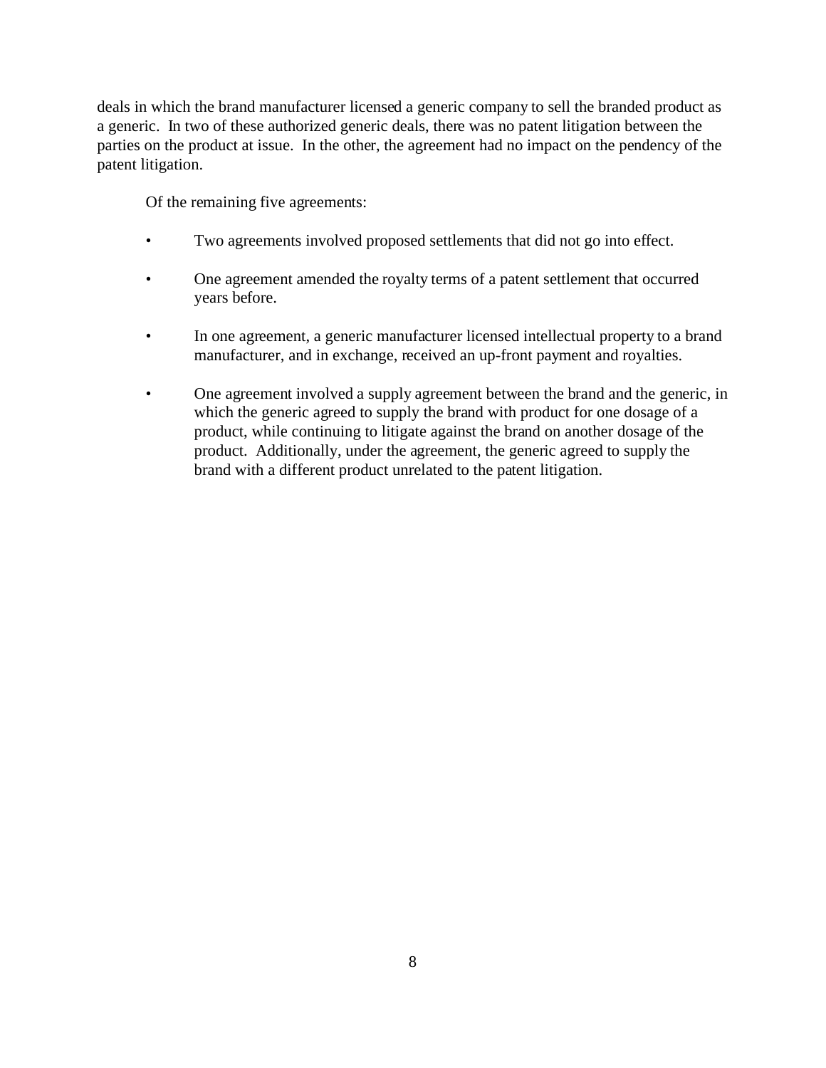deals in which the brand manufacturer licensed a generic company to sell the branded product as a generic. In two of these authorized generic deals, there was no patent litigation between the parties on the product at issue. In the other, the agreement had no impact on the pendency of the patent litigation.

Of the remaining five agreements:

- Two agreements involved proposed settlements that did not go into effect.
- One agreement amended the royalty terms of a patent settlement that occurred years before.
- In one agreement, a generic manufacturer licensed intellectual property to a brand manufacturer, and in exchange, received an up-front payment and royalties.
- One agreement involved a supply agreement between the brand and the generic, in which the generic agreed to supply the brand with product for one dosage of a product, while continuing to litigate against the brand on another dosage of the product. Additionally, under the agreement, the generic agreed to supply the brand with a different product unrelated to the patent litigation.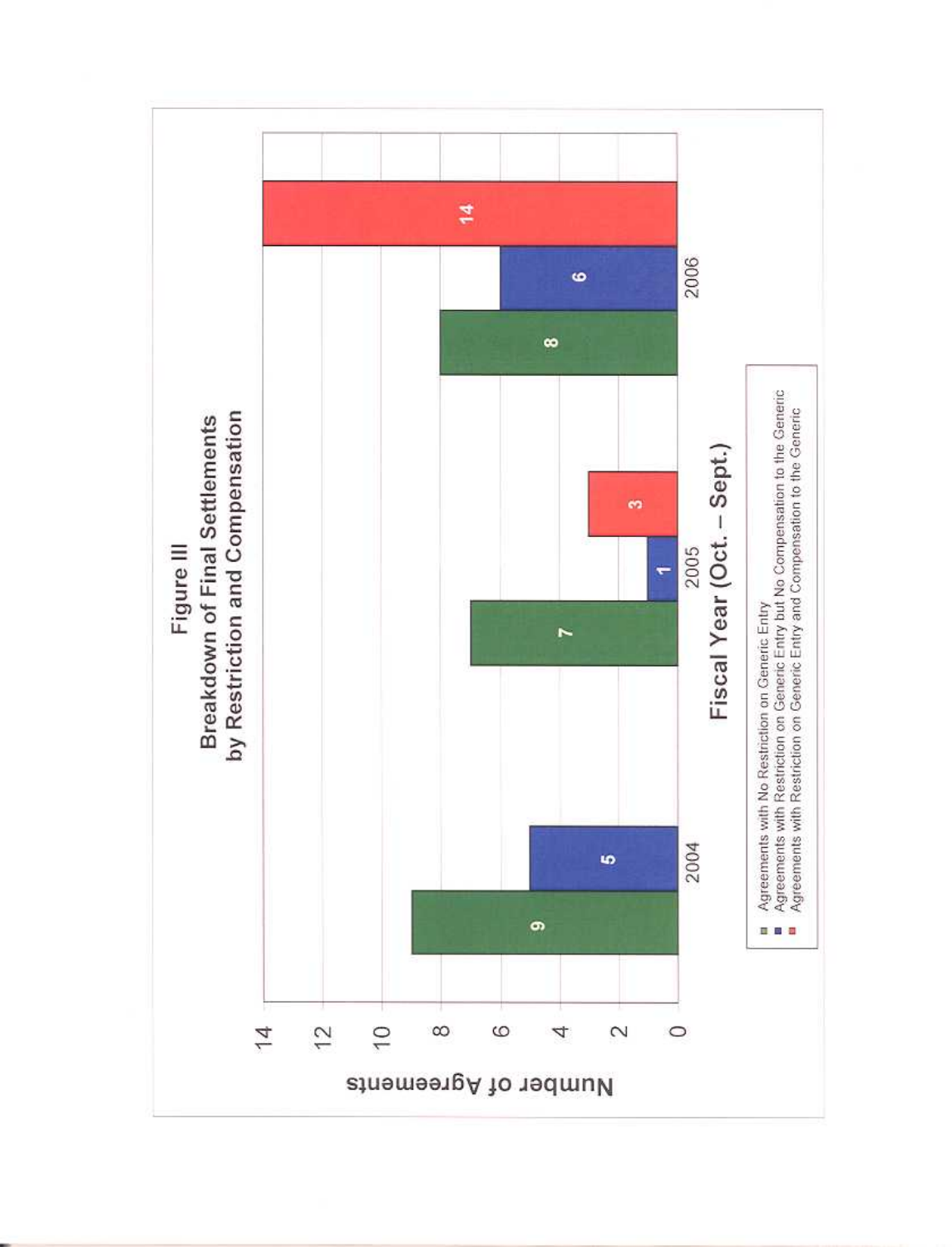# Figure III
## Breakdown of Final Settlements by Restriction and Compensation

| Fiscal Year (Oct. – Sept.) | Agreements with No Restriction on Generic Entry | Agreements with Restriction on Generic Entry but No Compensation to the Generic | Agreements with Restriction on Generic Entry and Compensation to the Generic |
|---|---|---|---|
| 2004 | 9 | 5 | |
| 2005 | 7 | 1 | 3 |
| 2006 | 8 | 6 | 14 |

Number of Agreements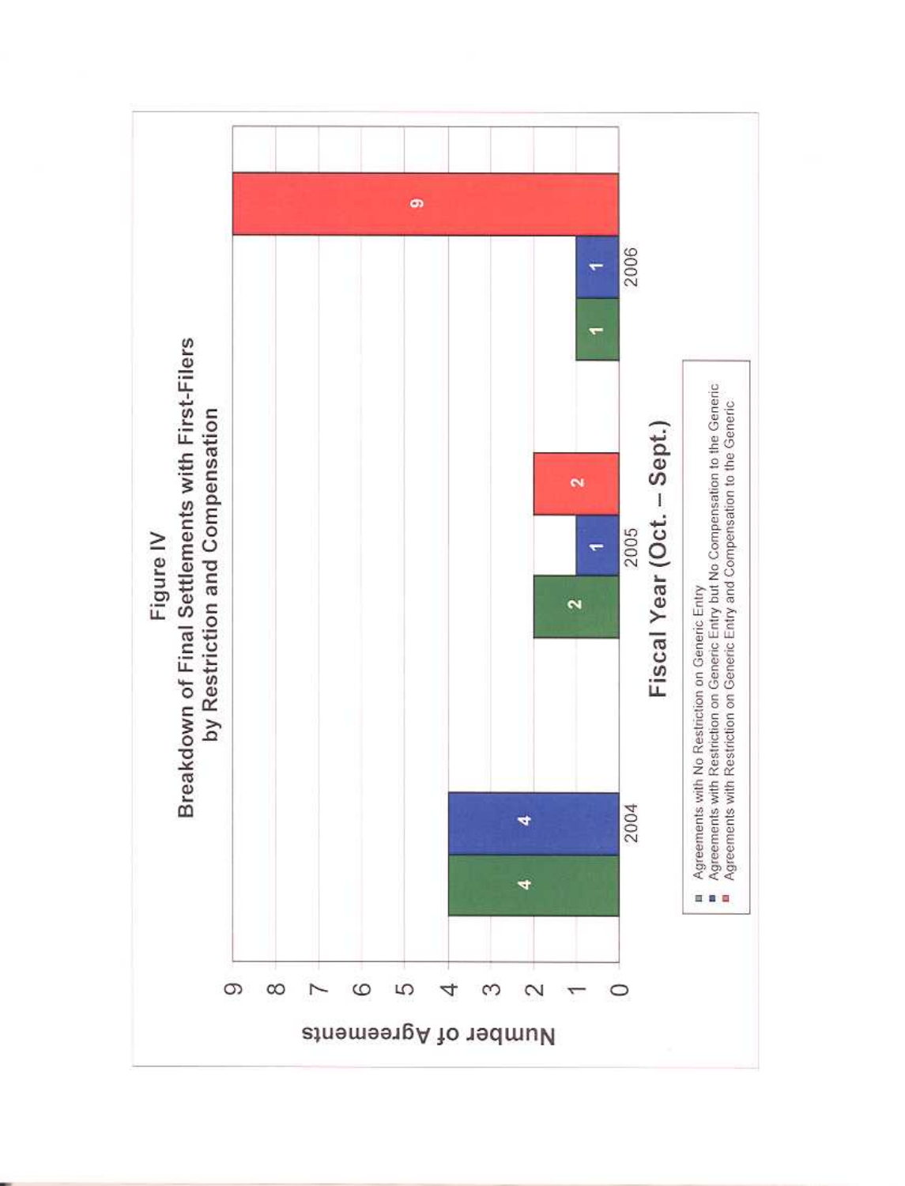Figure IV
Breakdown of Final Settlements with First-Filers by Restriction and Compensation

Number of Agreements

0
1
2
3
4
5
6
7
8
9

4
4
2
1
2
1
1
9

2004
2005
2006

Fiscal Year (Oct. – Sept.)

Agreements with No Restriction on Generic Entry
Agreements with Restriction on Generic Entry but No Compensation to the Generic
Agreements with Restriction on Generic Entry and Compensation to the Generic